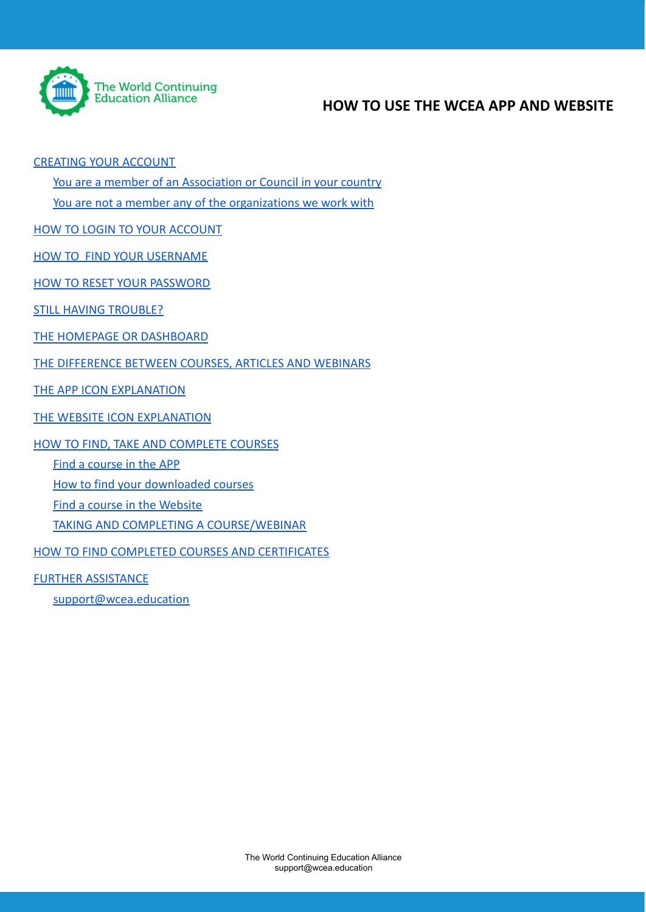# HOW TO USE THE WCEA APP AND WEBSITE

- CREATING YOUR ACCOUNT
  - You are a member of an Association or Council in your country
  - You are not a member any of the organizations we work with
- HOW TO LOGIN TO YOUR ACCOUNT
- HOW TO  FIND YOUR USERNAME
- HOW TO RESET YOUR PASSWORD
- STILL HAVING TROUBLE?
- THE HOMEPAGE OR DASHBOARD
- THE DIFFERENCE BETWEEN COURSES, ARTICLES AND WEBINARS
- THE APP ICON EXPLANATION
- THE WEBSITE ICON EXPLANATION
- HOW TO FIND, TAKE AND COMPLETE COURSES
  - Find a course in the APP
  - How to find your downloaded courses
  - Find a course in the Website
  - TAKING AND COMPLETING A COURSE/WEBINAR
- HOW TO FIND COMPLETED COURSES AND CERTIFICATES
- FURTHER ASSISTANCE
  - support@wcea.education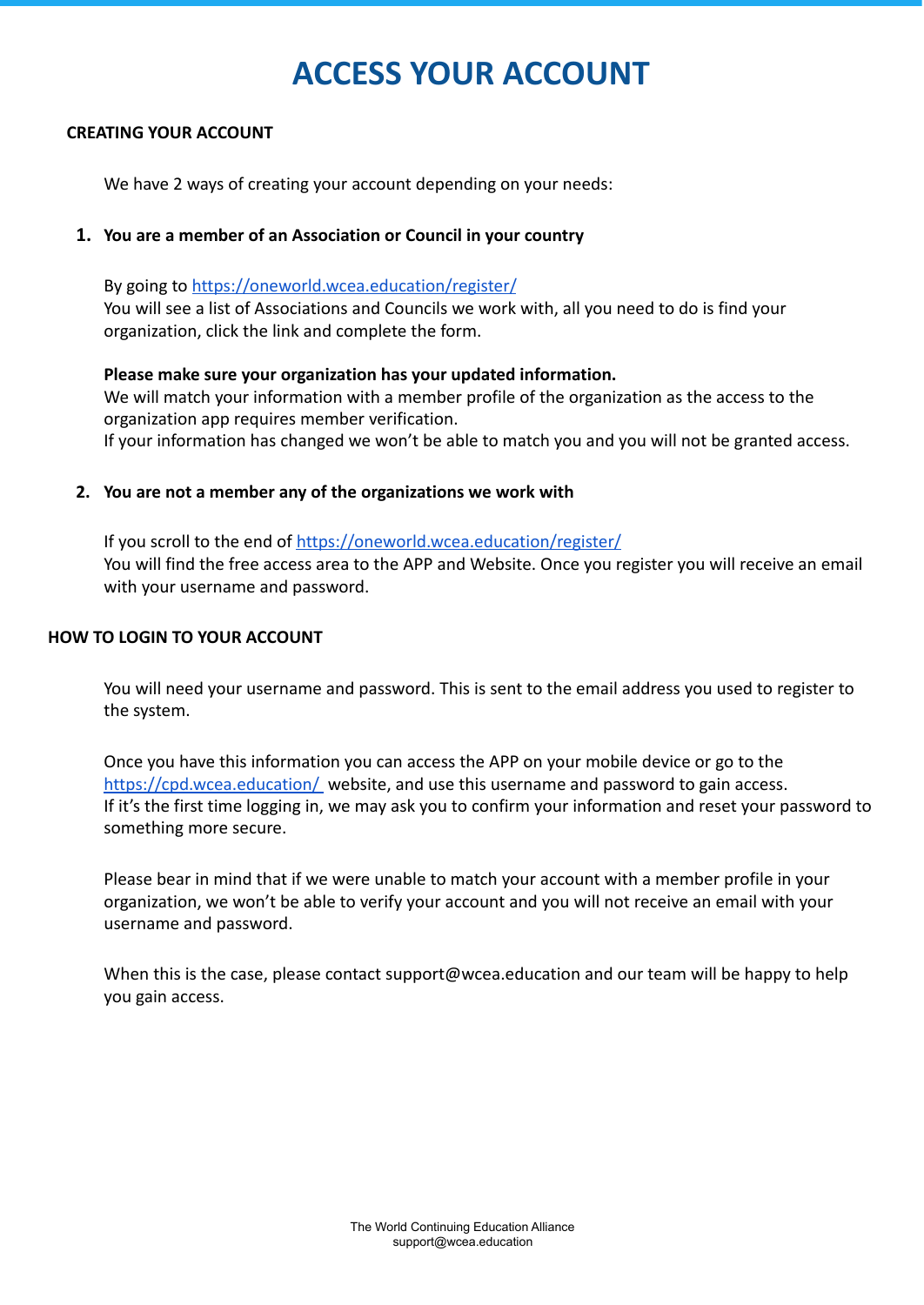# ACCESS YOUR ACCOUNT

## CREATING YOUR ACCOUNT

We have 2 ways of creating your account depending on your needs:

1. **You are a member of an Association or Council in your country**

   By going to https://oneworld.wcea.education/register/
   You will see a list of Associations and Councils we work with, all you need to do is find your organization, click the link and complete the form.

   **Please make sure your organization has your updated information.**
   We will match your information with a member profile of the organization as the access to the organization app requires member verification.
   If your information has changed we won't be able to match you and you will not be granted access.

2. **You are not a member any of the organizations we work with**

   If you scroll to the end of https://oneworld.wcea.education/register/
   You will find the free access area to the APP and Website. Once you register you will receive an email with your username and password.

## HOW TO LOGIN TO YOUR ACCOUNT

You will need your username and password. This is sent to the email address you used to register to the system.

Once you have this information you can access the APP on your mobile device or go to the https://cpd.wcea.education/ website, and use this username and password to gain access.
If it's the first time logging in, we may ask you to confirm your information and reset your password to something more secure.

Please bear in mind that if we were unable to match your account with a member profile in your organization, we won't be able to verify your account and you will not receive an email with your username and password.

When this is the case, please contact support@wcea.education and our team will be happy to help you gain access.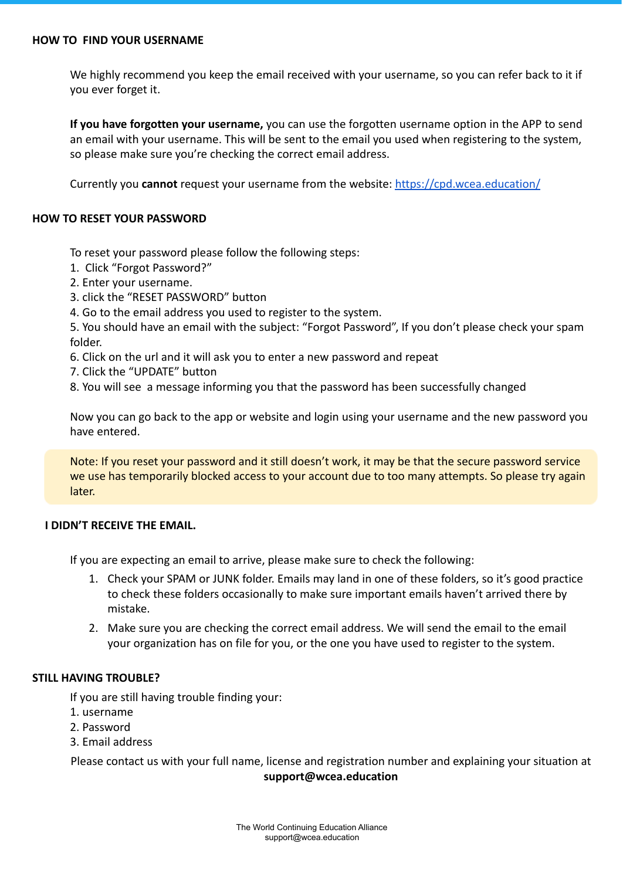## HOW TO FIND YOUR USERNAME

We highly recommend you keep the email received with your username, so you can refer back to it if you ever forget it.

**If you have forgotten your username,** you can use the forgotten username option in the APP to send an email with your username. This will be sent to the email you used when registering to the system, so please make sure you're checking the correct email address.

Currently you **cannot** request your username from the website: https://cpd.wcea.education/

## HOW TO RESET YOUR PASSWORD

To reset your password please follow the following steps:

1. Click "Forgot Password?"
2. Enter your username.
3. click the "RESET PASSWORD" button
4. Go to the email address you used to register to the system.
5. You should have an email with the subject: "Forgot Password", If you don't please check your spam folder.
6. Click on the url and it will ask you to enter a new password and repeat
7. Click the "UPDATE" button
8. You will see a message informing you that the password has been successfully changed

Now you can go back to the app or website and login using your username and the new password you have entered.

> Note: If you reset your password and it still doesn't work, it may be that the secure password service we use has temporarily blocked access to your account due to too many attempts. So please try again later.

## I DIDN'T RECEIVE THE EMAIL.

If you are expecting an email to arrive, please make sure to check the following:

1. Check your SPAM or JUNK folder. Emails may land in one of these folders, so it's good practice to check these folders occasionally to make sure important emails haven't arrived there by mistake.
2. Make sure you are checking the correct email address. We will send the email to the email your organization has on file for you, or the one you have used to register to the system.

## STILL HAVING TROUBLE?

If you are still having trouble finding your:

1. username
2. Password
3. Email address

Please contact us with your full name, license and registration number and explaining your situation at **support@wcea.education**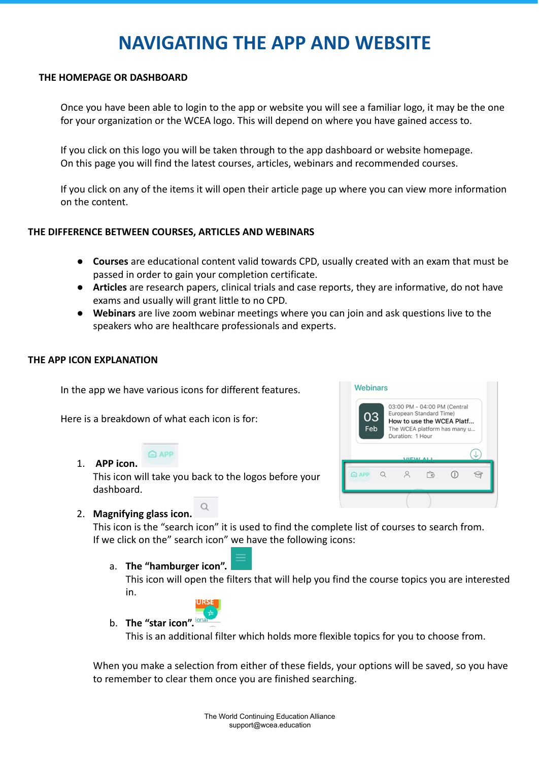# NAVIGATING THE APP AND WEBSITE

## THE HOMEPAGE OR DASHBOARD

Once you have been able to login to the app or website you will see a familiar logo, it may be the one for your organization or the WCEA logo. This will depend on where you have gained access to.

If you click on this logo you will be taken through to the app dashboard or website homepage. On this page you will find the latest courses, articles, webinars and recommended courses.

If you click on any of the items it will open their article page up where you can view more information on the content.

## THE DIFFERENCE BETWEEN COURSES, ARTICLES AND WEBINARS

- **Courses** are educational content valid towards CPD, usually created with an exam that must be passed in order to gain your completion certificate.
- **Articles** are research papers, clinical trials and case reports, they are informative, do not have exams and usually will grant little to no CPD.
- **Webinars** are live zoom webinar meetings where you can join and ask questions live to the speakers who are healthcare professionals and experts.

## THE APP ICON EXPLANATION

In the app we have various icons for different features.

Here is a breakdown of what each icon is for:

1. **APP icon.**
   This icon will take you back to the logos before your dashboard.
2. **Magnifying glass icon.**
   This icon is the "search icon" it is used to find the complete list of courses to search from. If we click on the" search icon" we have the following icons:
   a. **The "hamburger icon".**
      This icon will open the filters that will help you find the course topics you are interested in.
   b. **The "star icon".**
      This is an additional filter which holds more flexible topics for you to choose from.

   When you make a selection from either of these fields, your options will be saved, so you have to remember to clear them once you are finished searching.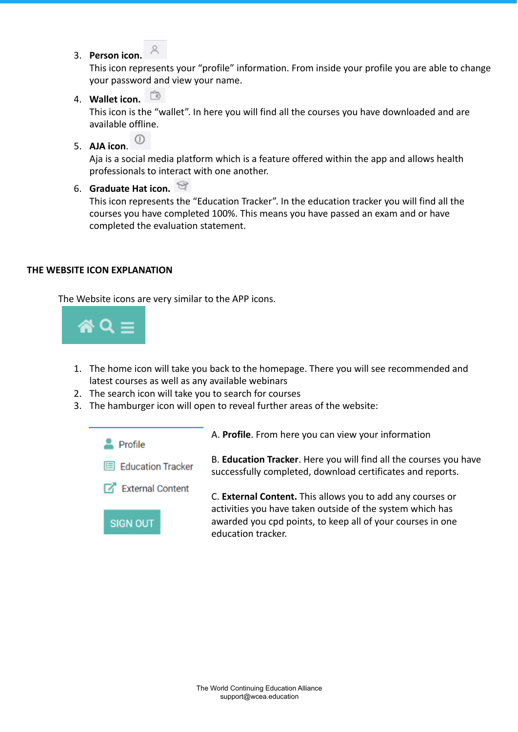3. **Person icon.**
   This icon represents your "profile" information. From inside your profile you are able to change your password and view your name.
4. **Wallet icon.**
   This icon is the "wallet". In here you will find all the courses you have downloaded and are available offline.
5. **AJA icon**.
   Aja is a social media platform which is a feature offered within the app and allows health professionals to interact with one another.
6. **Graduate Hat icon.**
   This icon represents the "Education Tracker". In the education tracker you will find all the courses you have completed 100%. This means you have passed an exam and or have completed the evaluation statement.

## THE WEBSITE ICON EXPLANATION

The Website icons are very similar to the APP icons.

1. The home icon will take you back to the homepage. There you will see recommended and latest courses as well as any available webinars
2. The search icon will take you to search for courses
3. The hamburger icon will open to reveal further areas of the website:

Profile
Education Tracker
External Content
SIGN OUT

A. **Profile**. From here you can view your information

B. **Education Tracker**. Here you will find all the courses you have successfully completed, download certificates and reports.

C. **External Content.** This allows you to add any courses or activities you have taken outside of the system which has awarded you cpd points, to keep all of your courses in one education tracker.

The World Continuing Education Alliance
support@wcea.education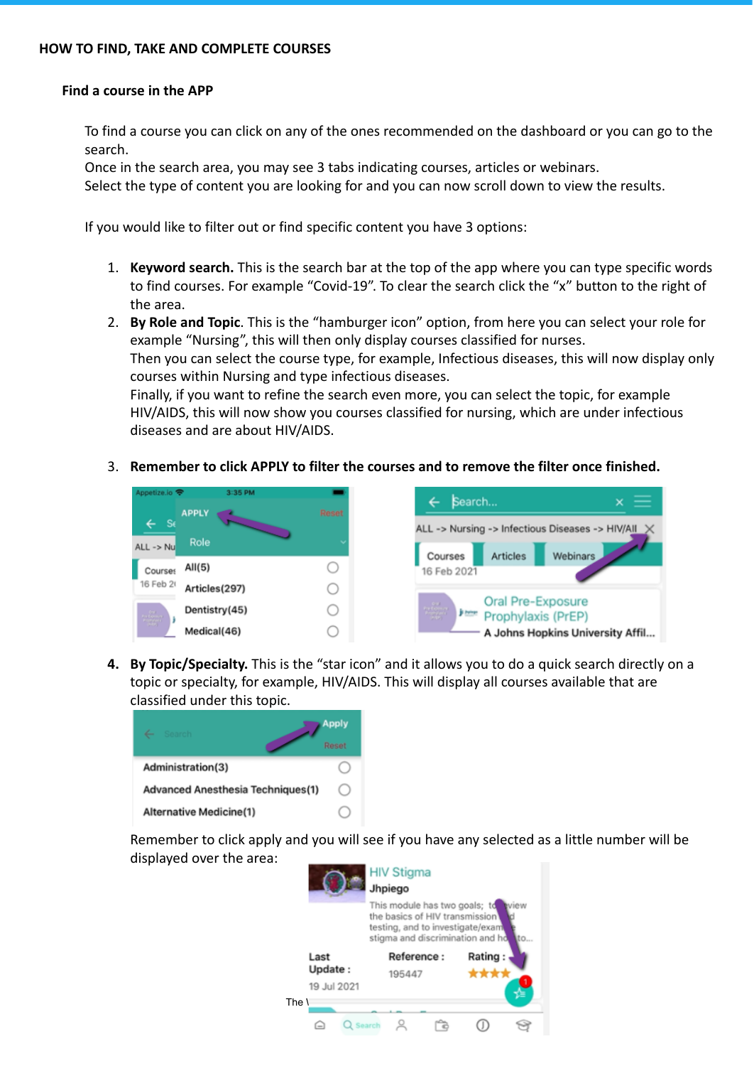**HOW TO FIND, TAKE AND COMPLETE COURSES**

**Find a course in the APP**

To find a course you can click on any of the ones recommended on the dashboard or you can go to the search.
Once in the search area, you may see 3 tabs indicating courses, articles or webinars.
Select the type of content you are looking for and you can now scroll down to view the results.

If you would like to filter out or find specific content you have 3 options:

1. **Keyword search.** This is the search bar at the top of the app where you can type specific words to find courses. For example "Covid-19". To clear the search click the "x" button to the right of the area.
2. **By Role and Topic**. This is the "hamburger icon" option, from here you can select your role for example "Nursing", this will then only display courses classified for nurses.
   Then you can select the course type, for example, Infectious diseases, this will now display only courses within Nursing and type infectious diseases.
   Finally, if you want to refine the search even more, you can select the topic, for example HIV/AIDS, this will now show you courses classified for nursing, which are under infectious diseases and are about HIV/AIDS.
3. **Remember to click APPLY to filter the courses and to remove the filter once finished.**
4. **By Topic/Specialty.** This is the "star icon" and it allows you to do a quick search directly on a topic or specialty, for example, HIV/AIDS. This will display all courses available that are classified under this topic.

   Remember to click apply and you will see if you have any selected as a little number will be displayed over the area: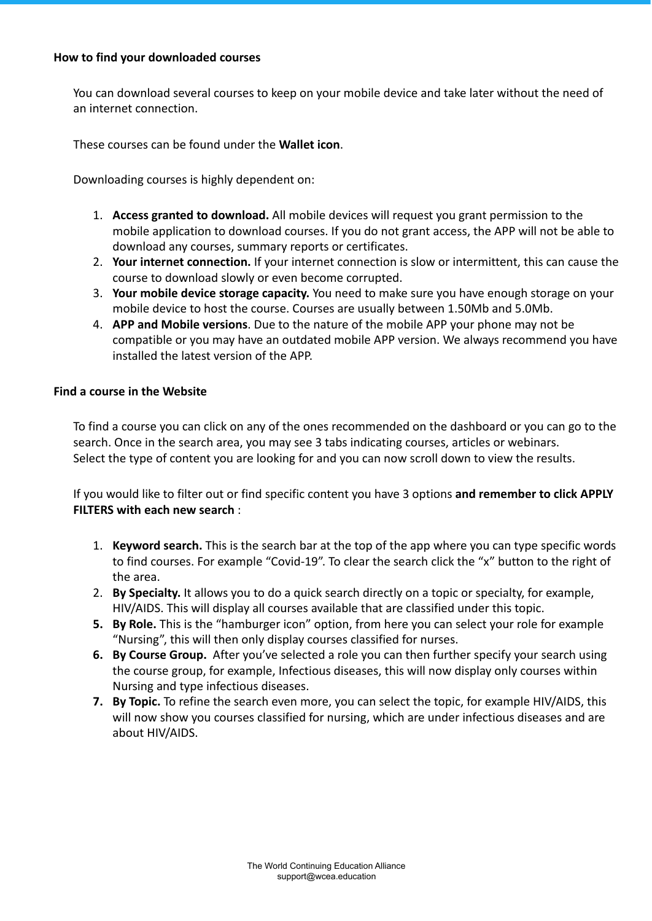**How to find your downloaded courses**

You can download several courses to keep on your mobile device and take later without the need of an internet connection.

These courses can be found under the **Wallet icon**.

Downloading courses is highly dependent on:

1. **Access granted to download.** All mobile devices will request you grant permission to the mobile application to download courses. If you do not grant access, the APP will not be able to download any courses, summary reports or certificates.
2. **Your internet connection.** If your internet connection is slow or intermittent, this can cause the course to download slowly or even become corrupted.
3. **Your mobile device storage capacity.** You need to make sure you have enough storage on your mobile device to host the course. Courses are usually between 1.50Mb and 5.0Mb.
4. **APP and Mobile versions**. Due to the nature of the mobile APP your phone may not be compatible or you may have an outdated mobile APP version. We always recommend you have installed the latest version of the APP.

**Find a course in the Website**

To find a course you can click on any of the ones recommended on the dashboard or you can go to the search. Once in the search area, you may see 3 tabs indicating courses, articles or webinars. Select the type of content you are looking for and you can now scroll down to view the results.

If you would like to filter out or find specific content you have 3 options **and remember to click APPLY FILTERS with each new search** :

1. **Keyword search.** This is the search bar at the top of the app where you can type specific words to find courses. For example "Covid-19". To clear the search click the "x" button to the right of the area.
2. **By Specialty.** It allows you to do a quick search directly on a topic or specialty, for example, HIV/AIDS. This will display all courses available that are classified under this topic.
5. **By Role.** This is the "hamburger icon" option, from here you can select your role for example "Nursing", this will then only display courses classified for nurses.
6. **By Course Group.** After you've selected a role you can then further specify your search using the course group, for example, Infectious diseases, this will now display only courses within Nursing and type infectious diseases.
7. **By Topic.** To refine the search even more, you can select the topic, for example HIV/AIDS, this will now show you courses classified for nursing, which are under infectious diseases and are about HIV/AIDS.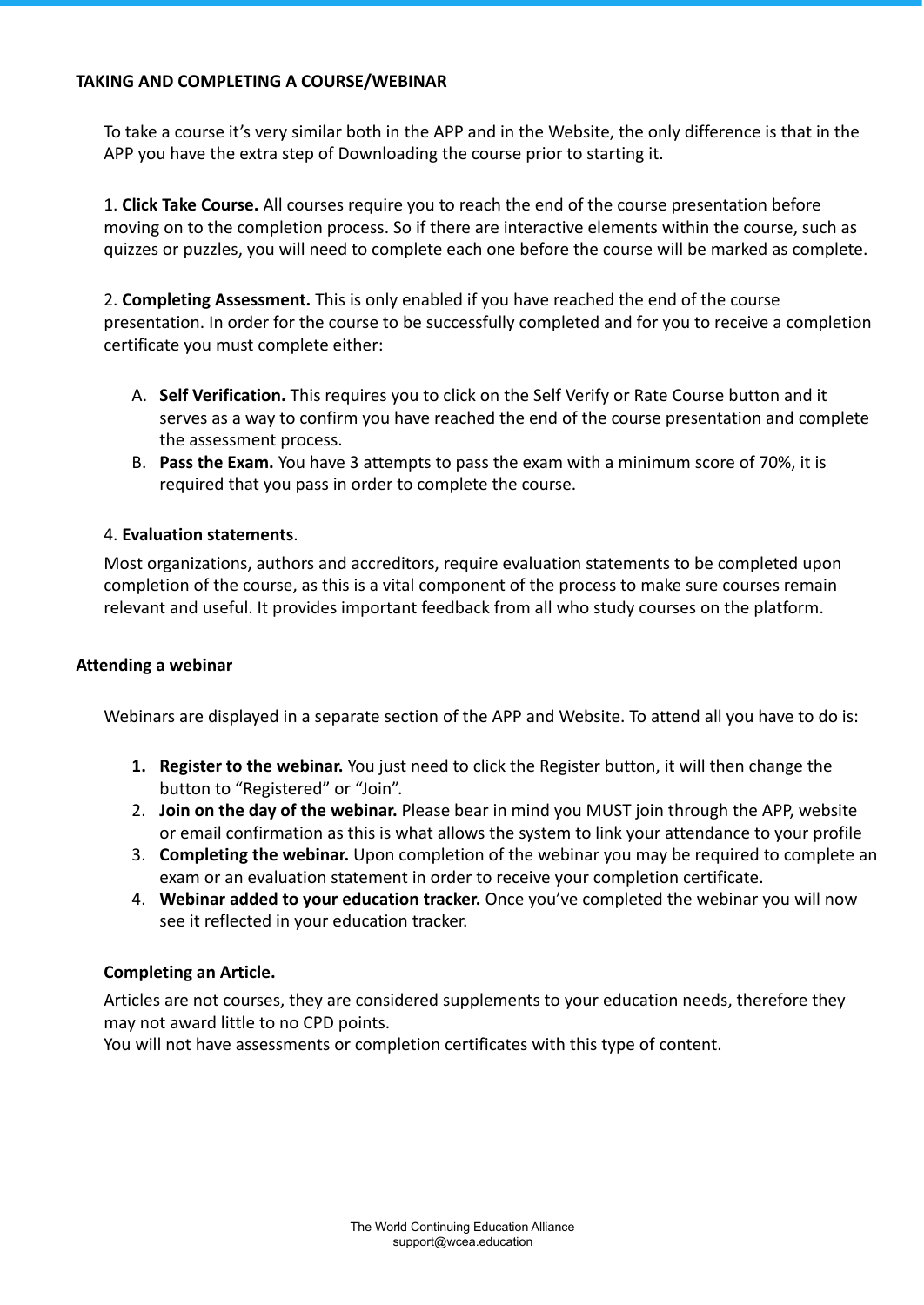## TAKING AND COMPLETING A COURSE/WEBINAR

To take a course it's very similar both in the APP and in the Website, the only difference is that in the APP you have the extra step of Downloading the course prior to starting it.

1. **Click Take Course.** All courses require you to reach the end of the course presentation before moving on to the completion process. So if there are interactive elements within the course, such as quizzes or puzzles, you will need to complete each one before the course will be marked as complete.

2. **Completing Assessment.** This is only enabled if you have reached the end of the course presentation. In order for the course to be successfully completed and for you to receive a completion certificate you must complete either:

   A. **Self Verification.** This requires you to click on the Self Verify or Rate Course button and it serves as a way to confirm you have reached the end of the course presentation and complete the assessment process.
   B. **Pass the Exam.** You have 3 attempts to pass the exam with a minimum score of 70%, it is required that you pass in order to complete the course.

4. **Evaluation statements**.

Most organizations, authors and accreditors, require evaluation statements to be completed upon completion of the course, as this is a vital component of the process to make sure courses remain relevant and useful. It provides important feedback from all who study courses on the platform.

### Attending a webinar

Webinars are displayed in a separate section of the APP and Website. To attend all you have to do is:

1. **Register to the webinar.** You just need to click the Register button, it will then change the button to "Registered" or "Join".
2. **Join on the day of the webinar.** Please bear in mind you MUST join through the APP, website or email confirmation as this is what allows the system to link your attendance to your profile
3. **Completing the webinar.** Upon completion of the webinar you may be required to complete an exam or an evaluation statement in order to receive your completion certificate.
4. **Webinar added to your education tracker.** Once you've completed the webinar you will now see it reflected in your education tracker.

### Completing an Article.

Articles are not courses, they are considered supplements to your education needs, therefore they may not award little to no CPD points.
You will not have assessments or completion certificates with this type of content.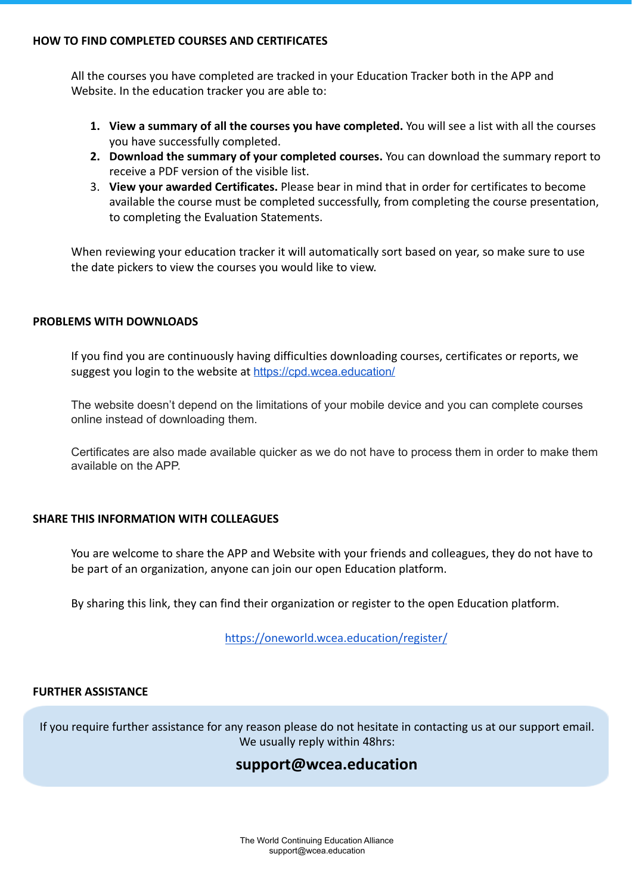## HOW TO FIND COMPLETED COURSES AND CERTIFICATES

All the courses you have completed are tracked in your Education Tracker both in the APP and Website. In the education tracker you are able to:

1. **View a summary of all the courses you have completed.** You will see a list with all the courses you have successfully completed.
2. **Download the summary of your completed courses.** You can download the summary report to receive a PDF version of the visible list.
3. **View your awarded Certificates.** Please bear in mind that in order for certificates to become available the course must be completed successfully, from completing the course presentation, to completing the Evaluation Statements.

When reviewing your education tracker it will automatically sort based on year, so make sure to use the date pickers to view the courses you would like to view.

## PROBLEMS WITH DOWNLOADS

If you find you are continuously having difficulties downloading courses, certificates or reports, we suggest you login to the website at https://cpd.wcea.education/

The website doesn't depend on the limitations of your mobile device and you can complete courses online instead of downloading them.

Certificates are also made available quicker as we do not have to process them in order to make them available on the APP.

## SHARE THIS INFORMATION WITH COLLEAGUES

You are welcome to share the APP and Website with your friends and colleagues, they do not have to be part of an organization, anyone can join our open Education platform.

By sharing this link, they can find their organization or register to the open Education platform.

https://oneworld.wcea.education/register/

## FURTHER ASSISTANCE

If you require further assistance for any reason please do not hesitate in contacting us at our support email. We usually reply within 48hrs:

**support@wcea.education**

The World Continuing Education Alliance
support@wcea.education